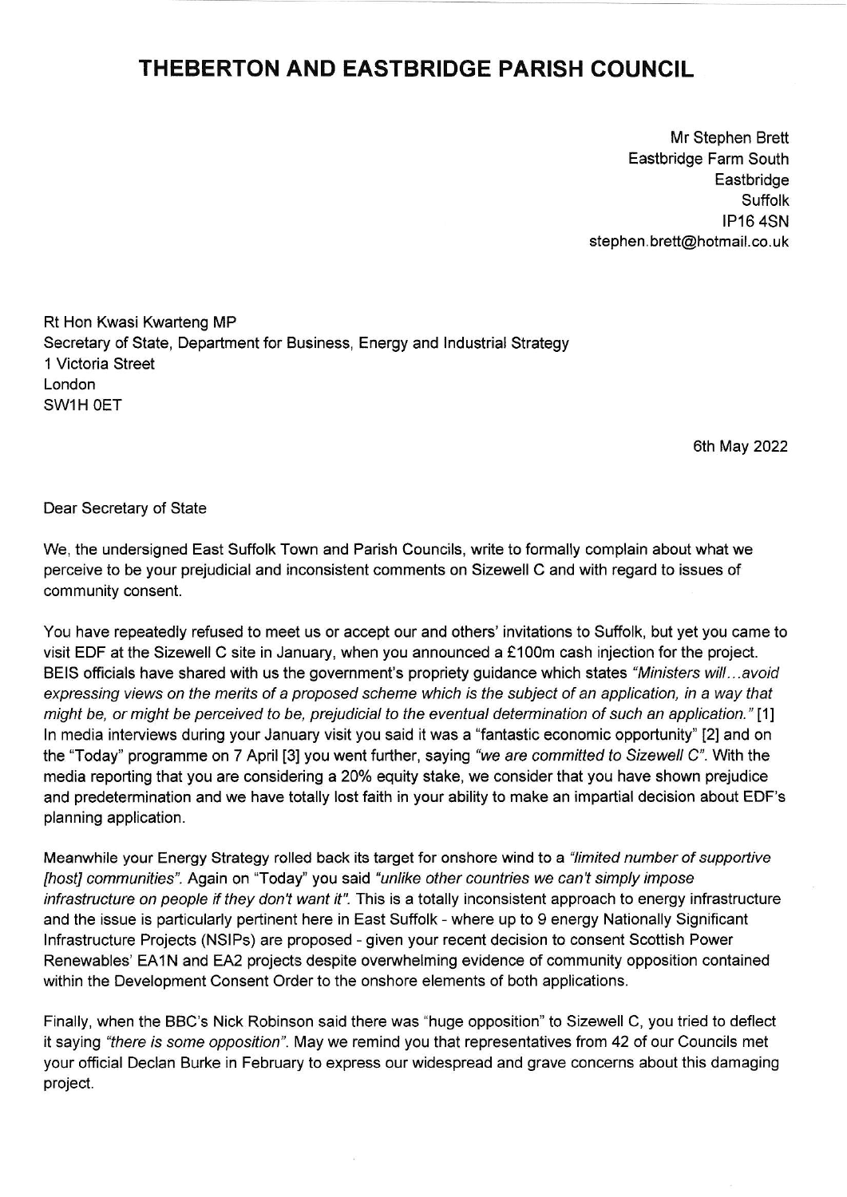# THEBERTON AND EASTBRIDGE PARISH COUNCIL

Mr Stephen Brett
Eastbridge Farm South
Eastbridge
Suffolk
IP16 4SN
stephen.brett@hotmail.co.uk

Rt Hon Kwasi Kwarteng MP
Secretary of State, Department for Business, Energy and Industrial Strategy
1 Victoria Street
London
SW1H 0ET

6th May 2022

Dear Secretary of State

We, the undersigned East Suffolk Town and Parish Councils, write to formally complain about what we perceive to be your prejudicial and inconsistent comments on Sizewell C and with regard to issues of community consent.

You have repeatedly refused to meet us or accept our and others' invitations to Suffolk, but yet you came to visit EDF at the Sizewell C site in January, when you announced a £100m cash injection for the project. BEIS officials have shared with us the government's propriety guidance which states *"Ministers will…avoid expressing views on the merits of a proposed scheme which is the subject of an application, in a way that might be, or might be perceived to be, prejudicial to the eventual determination of such an application."* [1] In media interviews during your January visit you said it was a "fantastic economic opportunity" [2] and on the "Today" programme on 7 April [3] you went further, saying *"we are committed to Sizewell C"*. With the media reporting that you are considering a 20% equity stake, we consider that you have shown prejudice and predetermination and we have totally lost faith in your ability to make an impartial decision about EDF's planning application.

Meanwhile your Energy Strategy rolled back its target for onshore wind to a *"limited number of supportive [host] communities"*. Again on "Today" you said *"unlike other countries we can't simply impose infrastructure on people if they don't want it"*. This is a totally inconsistent approach to energy infrastructure and the issue is particularly pertinent here in East Suffolk - where up to 9 energy Nationally Significant Infrastructure Projects (NSIPs) are proposed - given your recent decision to consent Scottish Power Renewables' EA1N and EA2 projects despite overwhelming evidence of community opposition contained within the Development Consent Order to the onshore elements of both applications.

Finally, when the BBC's Nick Robinson said there was "huge opposition" to Sizewell C, you tried to deflect it saying *"there is some opposition"*. May we remind you that representatives from 42 of our Councils met your official Declan Burke in February to express our widespread and grave concerns about this damaging project.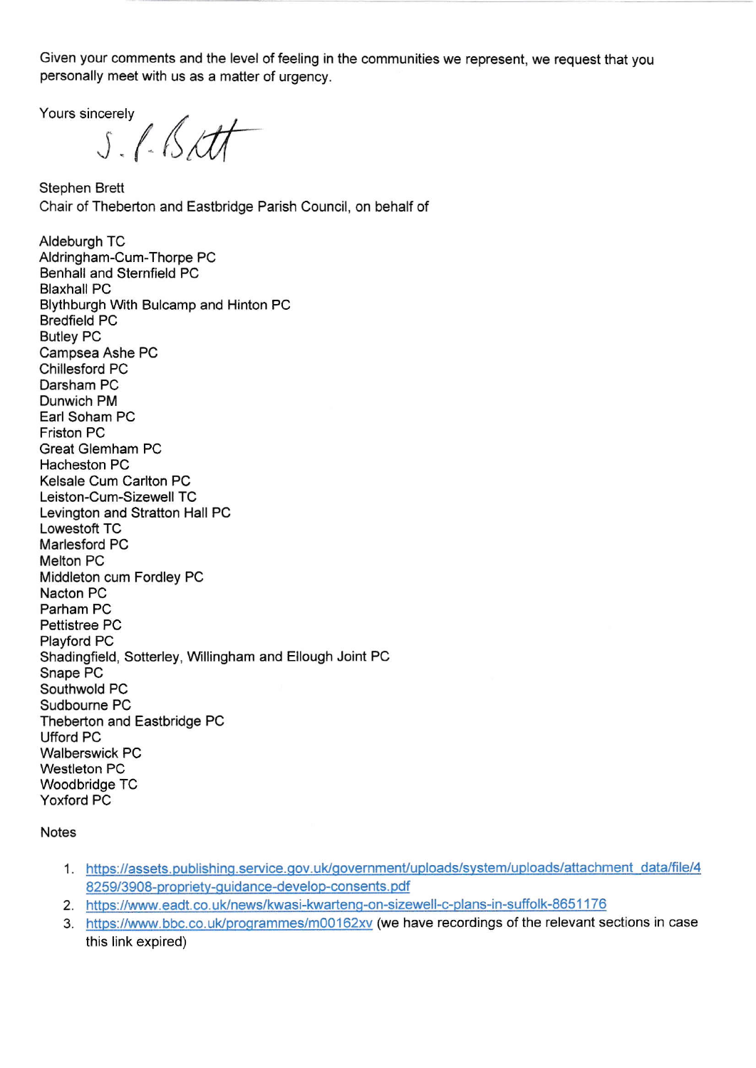Given your comments and the level of feeling in the communities we represent, we request that you personally meet with us as a matter of urgency.

Yours sincerely

S. P. Brett

Stephen Brett
Chair of Theberton and Eastbridge Parish Council, on behalf of

Aldeburgh TC
Aldringham-Cum-Thorpe PC
Benhall and Sternfield PC
Blaxhall PC
Blythburgh With Bulcamp and Hinton PC
Bredfield PC
Butley PC
Campsea Ashe PC
Chillesford PC
Darsham PC
Dunwich PM
Earl Soham PC
Friston PC
Great Glemham PC
Hacheston PC
Kelsale Cum Carlton PC
Leiston-Cum-Sizewell TC
Levington and Stratton Hall PC
Lowestoft TC
Marlesford PC
Melton PC
Middleton cum Fordley PC
Nacton PC
Parham PC
Pettistree PC
Playford PC
Shadingfield, Sotterley, Willingham and Ellough Joint PC
Snape PC
Southwold PC
Sudbourne PC
Theberton and Eastbridge PC
Ufford PC
Walberswick PC
Westleton PC
Woodbridge TC
Yoxford PC

Notes

1. https://assets.publishing.service.gov.uk/government/uploads/system/uploads/attachment_data/file/48259/3908-propriety-guidance-develop-consents.pdf
2. https://www.eadt.co.uk/news/kwasi-kwarteng-on-sizewell-c-plans-in-suffolk-8651176
3. https://www.bbc.co.uk/programmes/m00162xv (we have recordings of the relevant sections in case this link expired)